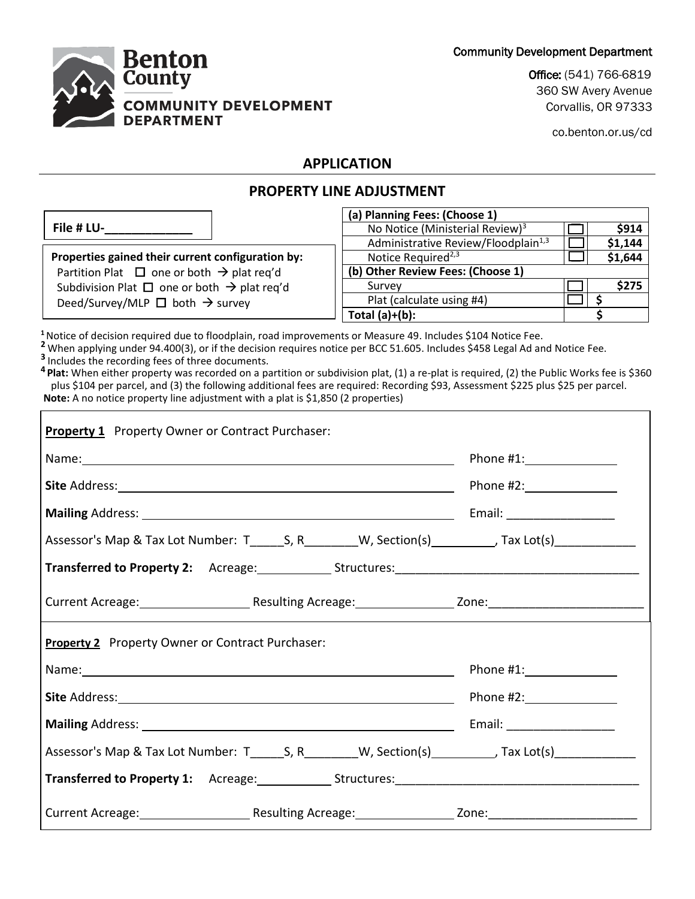Benton County
COMMUNITY DEVELOPMENT DEPARTMENT

Community Development Department

**Office:** (541) 766-6819
360 SW Avery Avenue
Corvallis, OR 97333

co.benton.or.us/cd

## APPLICATION

## PROPERTY LINE ADJUSTMENT

**File # LU-_____________**

**Properties gained their current configuration by:**
Partition Plat ☐ one or both → plat req'd
Subdivision Plat ☐ one or both → plat req'd
Deed/Survey/MLP ☐ both → survey

| **(a) Planning Fees: (Choose 1)** | | |
|---|---|---|
| No Notice (Ministerial Review)[3] | ☐ | **$914** |
| Administrative Review/Floodplain[1,3] | ☐ | **$1,144** |
| Notice Required[2,3] | ☐ | **$1,644** |
| **(b) Other Review Fees: (Choose 1)** | | |
| Survey | ☐ | **$275** |
| Plat (calculate using #4) | ☐ | **$** |
| **Total (a)+(b):** | | **$** |

**1** Notice of decision required due to floodplain, road improvements or Measure 49. Includes $104 Notice Fee.
**2** When applying under 94.400(3), or if the decision requires notice per BCC 51.605. Includes $458 Legal Ad and Notice Fee.
**3** Includes the recording fees of three documents.
**4 Plat:** When either property was recorded on a partition or subdivision plat, (1) a re-plat is required, (2) the Public Works fee is $360 plus $104 per parcel, and (3) the following additional fees are required: Recording $93, Assessment $225 plus $25 per parcel.
**Note:** A no notice property line adjustment with a plat is $1,850 (2 properties)

**Property 1** Property Owner or Contract Purchaser:

Name:______________________________ Phone #1:______________

**Site** Address:______________________________ Phone #2:______________

**Mailing** Address:______________________________ Email: ________________

Assessor's Map & Tax Lot Number: T_____S, R________W, Section(s)_________, Tax Lot(s)____________

**Transferred to Property 2:** Acreage:___________ Structures:____________________________________

Current Acreage:________________ Resulting Acreage:______________ Zone:______________________

**Property 2** Property Owner or Contract Purchaser:

Name:______________________________ Phone #1:______________

**Site** Address:______________________________ Phone #2:______________

**Mailing** Address:______________________________ Email: ________________

Assessor's Map & Tax Lot Number: T_____S, R________W, Section(s)_________, Tax Lot(s)____________

**Transferred to Property 1:** Acreage:___________ Structures:____________________________________

Current Acreage:________________ Resulting Acreage:______________ Zone:______________________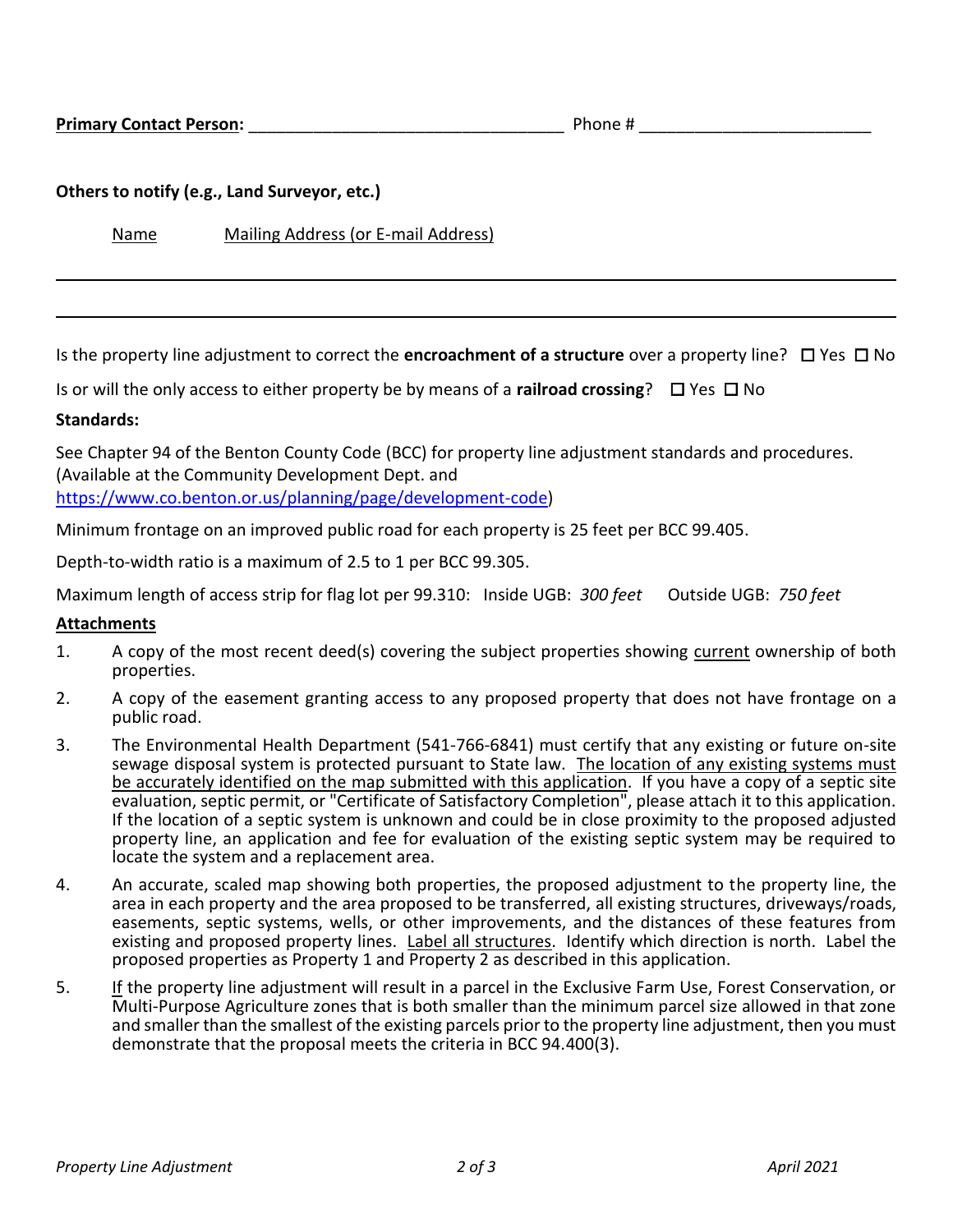**Primary Contact Person:** ___________________________________ Phone # _________________________

**Others to notify (e.g., Land Surveyor, etc.)**

Name Mailing Address (or E-mail Address)

_______________________________________________________________________________

_______________________________________________________________________________

Is the property line adjustment to correct the **encroachment of a structure** over a property line? ☐ Yes ☐ No

Is or will the only access to either property be by means of a **railroad crossing**? ☐ Yes ☐ No

**Standards:**

See Chapter 94 of the Benton County Code (BCC) for property line adjustment standards and procedures. (Available at the Community Development Dept. and https://www.co.benton.or.us/planning/page/development-code)

Minimum frontage on an improved public road for each property is 25 feet per BCC 99.405.

Depth-to-width ratio is a maximum of 2.5 to 1 per BCC 99.305.

Maximum length of access strip for flag lot per 99.310: Inside UGB: *300 feet* Outside UGB: *750 feet*

**Attachments**

1. A copy of the most recent deed(s) covering the subject properties showing current ownership of both properties.
2. A copy of the easement granting access to any proposed property that does not have frontage on a public road.
3. The Environmental Health Department (541-766-6841) must certify that any existing or future on-site sewage disposal system is protected pursuant to State law. The location of any existing systems must be accurately identified on the map submitted with this application. If you have a copy of a septic site evaluation, septic permit, or "Certificate of Satisfactory Completion", please attach it to this application. If the location of a septic system is unknown and could be in close proximity to the proposed adjusted property line, an application and fee for evaluation of the existing septic system may be required to locate the system and a replacement area.
4. An accurate, scaled map showing both properties, the proposed adjustment to the property line, the area in each property and the area proposed to be transferred, all existing structures, driveways/roads, easements, septic systems, wells, or other improvements, and the distances of these features from existing and proposed property lines. Label all structures. Identify which direction is north. Label the proposed properties as Property 1 and Property 2 as described in this application.
5. If the property line adjustment will result in a parcel in the Exclusive Farm Use, Forest Conservation, or Multi-Purpose Agriculture zones that is both smaller than the minimum parcel size allowed in that zone and smaller than the smallest of the existing parcels prior to the property line adjustment, then you must demonstrate that the proposal meets the criteria in BCC 94.400(3).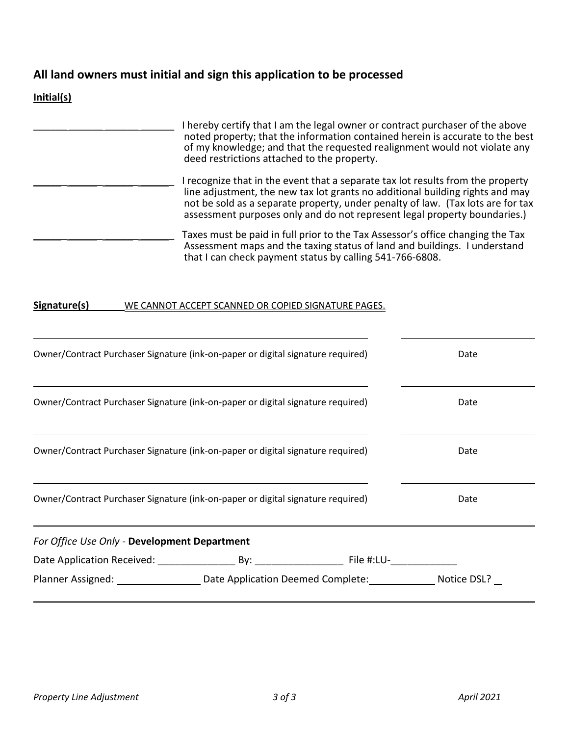## All land owners must initial and sign this application to be processed

**Initial(s)**

| | |
|---|---|
| ______________________ | I hereby certify that I am the legal owner or contract purchaser of the above noted property; that the information contained herein is accurate to the best of my knowledge; and that the requested realignment would not violate any deed restrictions attached to the property. |
| ______________________ | I recognize that in the event that a separate tax lot results from the property line adjustment, the new tax lot grants no additional building rights and may not be sold as a separate property, under penalty of law. (Tax lots are for tax assessment purposes only and do not represent legal property boundaries.) |
| ______________________ | Taxes must be paid in full prior to the Tax Assessor's office changing the Tax Assessment maps and the taxing status of land and buildings. I understand that I can check payment status by calling 541-766-6808. |

**Signature(s)** WE CANNOT ACCEPT SCANNED OR COPIED SIGNATURE PAGES.

| | |
|---|---|
| ______________________________________ | ______________ |
| Owner/Contract Purchaser Signature (ink-on-paper or digital signature required) | Date |
| ______________________________________ | ______________ |
| Owner/Contract Purchaser Signature (ink-on-paper or digital signature required) | Date |
| ______________________________________ | ______________ |
| Owner/Contract Purchaser Signature (ink-on-paper or digital signature required) | Date |
| ______________________________________ | ______________ |
| Owner/Contract Purchaser Signature (ink-on-paper or digital signature required) | Date |

---

*For Office Use Only* - **Development Department**

Date Application Received: ______________ By: ________________ File #:LU-____________

Planner Assigned: ________________ Date Application Deemed Complete: ____________ Notice DSL? __

---